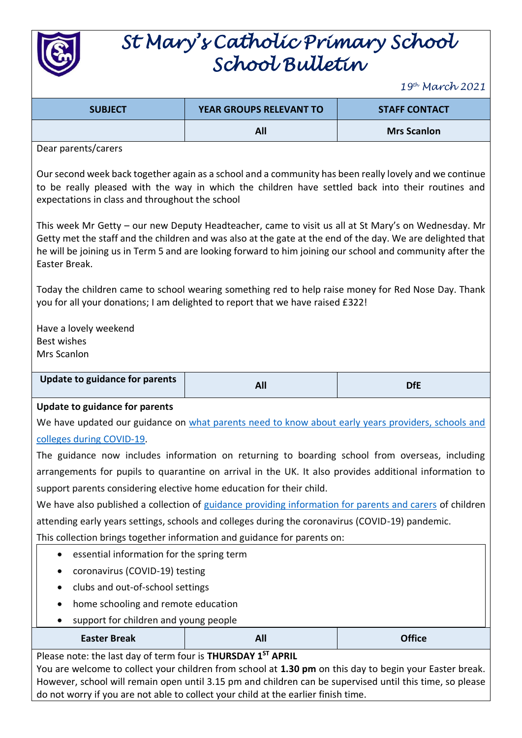# St Mary's Catholic Primary School
# School Bulletin

*19th March 2021*

| SUBJECT | YEAR GROUPS RELEVANT TO | STAFF CONTACT |
|---|---|---|
| | **All** | **Mrs Scanlon** |

Dear parents/carers

Our second week back together again as a school and a community has been really lovely and we continue to be really pleased with the way in which the children have settled back into their routines and expectations in class and throughout the school

This week Mr Getty – our new Deputy Headteacher, came to visit us all at St Mary's on Wednesday. Mr Getty met the staff and the children and was also at the gate at the end of the day. We are delighted that he will be joining us in Term 5 and are looking forward to him joining our school and community after the Easter Break.

Today the children came to school wearing something red to help raise money for Red Nose Day. Thank you for all your donations; I am delighted to report that we have raised £322!

Have a lovely weekend
Best wishes
Mrs Scanlon

| **Update to guidance for parents** | **All** | **DfE** |
|---|---|---|

**Update to guidance for parents**

We have updated our guidance on what parents need to know about early years providers, schools and colleges during COVID-19.

The guidance now includes information on returning to boarding school from overseas, including arrangements for pupils to quarantine on arrival in the UK. It also provides additional information to support parents considering elective home education for their child.

We have also published a collection of guidance providing information for parents and carers of children attending early years settings, schools and colleges during the coronavirus (COVID-19) pandemic.

This collection brings together information and guidance for parents on:

- essential information for the spring term
- coronavirus (COVID-19) testing
- clubs and out-of-school settings
- home schooling and remote education
- support for children and young people

| **Easter Break** | **All** | **Office** |
|---|---|---|

Please note: the last day of term four is **THURSDAY 1ST APRIL**

You are welcome to collect your children from school at **1.30 pm** on this day to begin your Easter break. However, school will remain open until 3.15 pm and children can be supervised until this time, so please do not worry if you are not able to collect your child at the earlier finish time.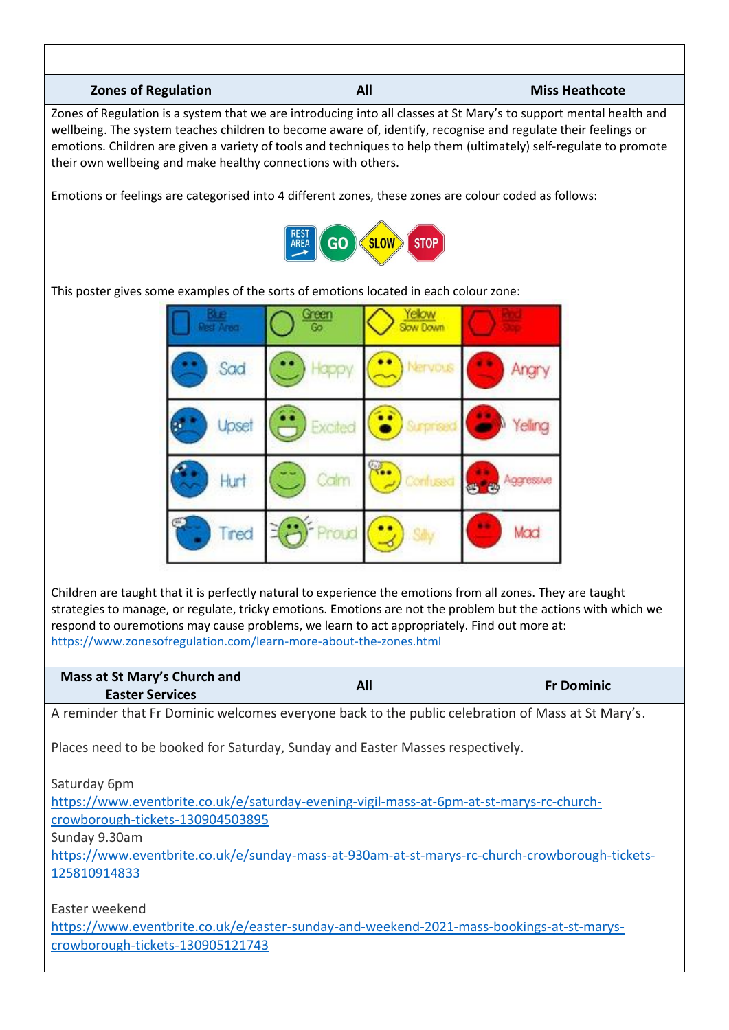| Zones of Regulation | All | Miss Heathcote |
|---|---|---|

Zones of Regulation is a system that we are introducing into all classes at St Mary's to support mental health and wellbeing. The system teaches children to become aware of, identify, recognise and regulate their feelings or emotions. Children are given a variety of tools and techniques to help them (ultimately) self-regulate to promote their own wellbeing and make healthy connections with others.

Emotions or feelings are categorised into 4 different zones, these zones are colour coded as follows:

REST AREA GO SLOW STOP

This poster gives some examples of the sorts of emotions located in each colour zone:

| Blue Rest Area | Green Go | Yellow Slow Down | Red Stop |
|---|---|---|---|
| Sad | Happy | Nervous | Angry |
| Upset | Excited | Surprised | Yelling |
| Hurt | Calm | Confused | Aggressive |
| Tired | Proud | Silly | Mad |

Children are taught that it is perfectly natural to experience the emotions from all zones. They are taught strategies to manage, or regulate, tricky emotions. Emotions are not the problem but the actions with which we respond to ouremotions may cause problems, we learn to act appropriately. Find out more at: https://www.zonesofregulation.com/learn-more-about-the-zones.html

| Mass at St Mary's Church and Easter Services | All | Fr Dominic |
|---|---|---|

A reminder that Fr Dominic welcomes everyone back to the public celebration of Mass at St Mary's.

Places need to be booked for Saturday, Sunday and Easter Masses respectively.

Saturday 6pm
https://www.eventbrite.co.uk/e/saturday-evening-vigil-mass-at-6pm-at-st-marys-rc-church-crowborough-tickets-130904503895
Sunday 9.30am
https://www.eventbrite.co.uk/e/sunday-mass-at-930am-at-st-marys-rc-church-crowborough-tickets-125810914833

Easter weekend
https://www.eventbrite.co.uk/e/easter-sunday-and-weekend-2021-mass-bookings-at-st-marys-crowborough-tickets-130905121743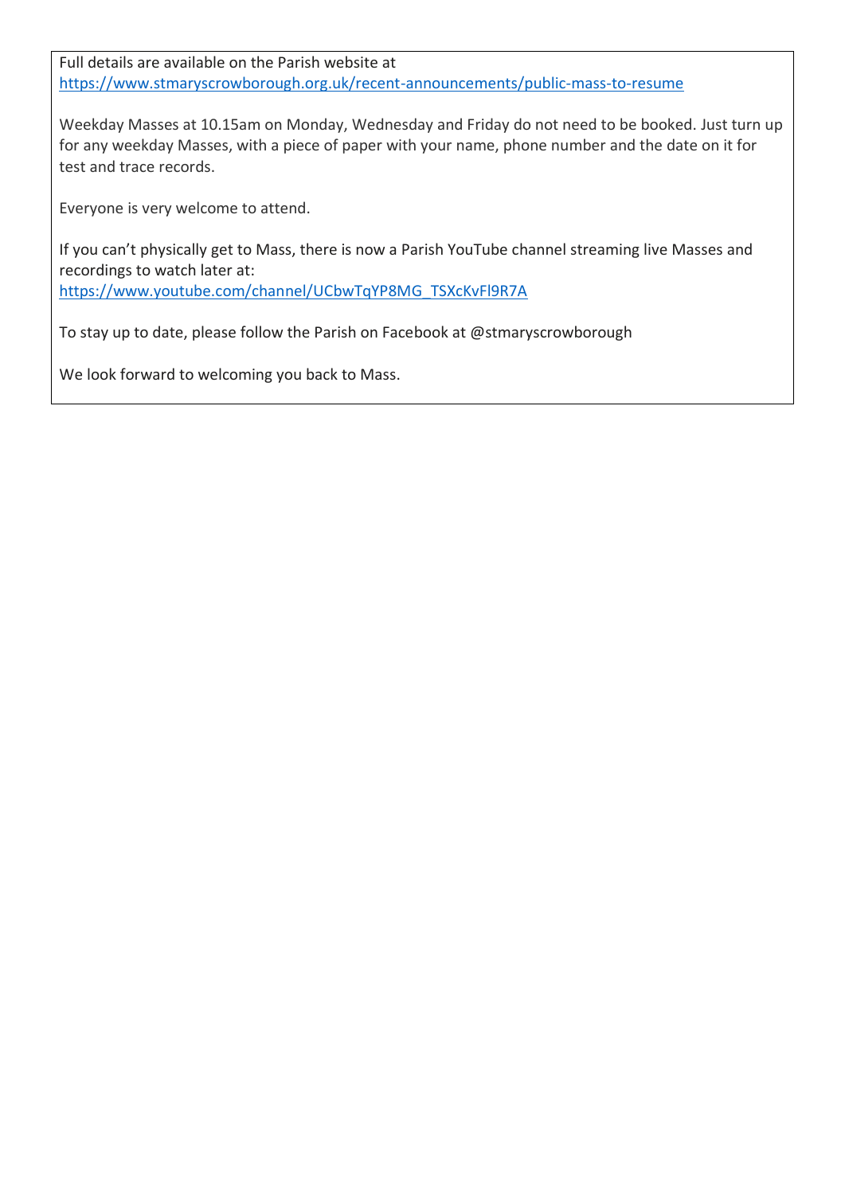Full details are available on the Parish website at
https://www.stmaryscrowborough.org.uk/recent-announcements/public-mass-to-resume

Weekday Masses at 10.15am on Monday, Wednesday and Friday do not need to be booked. Just turn up for any weekday Masses, with a piece of paper with your name, phone number and the date on it for test and trace records.

Everyone is very welcome to attend.

If you can't physically get to Mass, there is now a Parish YouTube channel streaming live Masses and recordings to watch later at:
https://www.youtube.com/channel/UCbwTqYP8MG_TSXcKvFl9R7A

To stay up to date, please follow the Parish on Facebook at @stmaryscrowborough

We look forward to welcoming you back to Mass.